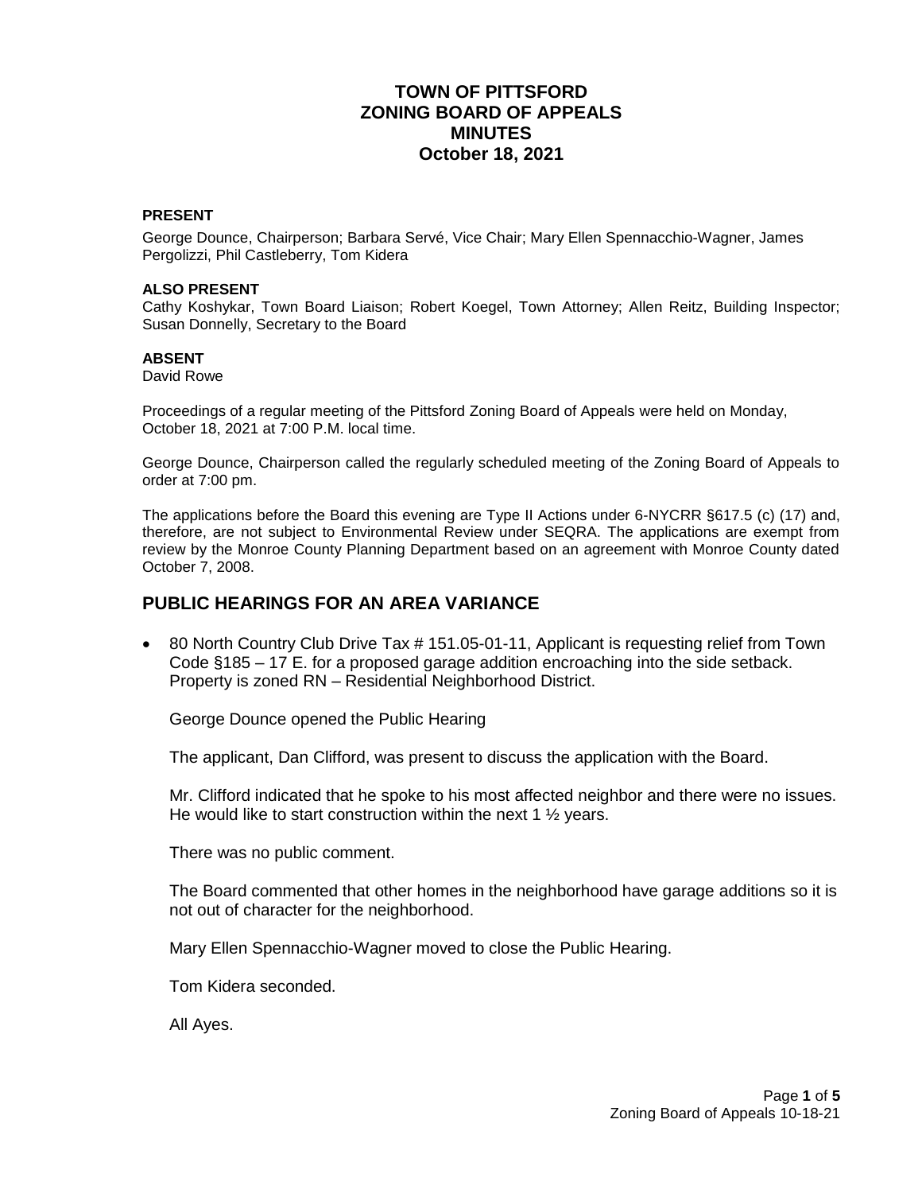# TOWN OF PITTSFORD
# ZONING BOARD OF APPEALS
# MINUTES
# October 18, 2021

**PRESENT**

George Dounce, Chairperson; Barbara Servé, Vice Chair; Mary Ellen Spennacchio-Wagner, James Pergolizzi, Phil Castleberry, Tom Kidera

**ALSO PRESENT**

Cathy Koshykar, Town Board Liaison; Robert Koegel, Town Attorney; Allen Reitz, Building Inspector; Susan Donnelly, Secretary to the Board

**ABSENT**

David Rowe

Proceedings of a regular meeting of the Pittsford Zoning Board of Appeals were held on Monday, October 18, 2021 at 7:00 P.M. local time.

George Dounce, Chairperson called the regularly scheduled meeting of the Zoning Board of Appeals to order at 7:00 pm.

The applications before the Board this evening are Type II Actions under 6-NYCRR §617.5 (c) (17) and, therefore, are not subject to Environmental Review under SEQRA. The applications are exempt from review by the Monroe County Planning Department based on an agreement with Monroe County dated October 7, 2008.

## PUBLIC HEARINGS FOR AN AREA VARIANCE

- 80 North Country Club Drive Tax # 151.05-01-11, Applicant is requesting relief from Town Code §185 – 17 E. for a proposed garage addition encroaching into the side setback. Property is zoned RN – Residential Neighborhood District.

  George Dounce opened the Public Hearing

  The applicant, Dan Clifford, was present to discuss the application with the Board.

  Mr. Clifford indicated that he spoke to his most affected neighbor and there were no issues. He would like to start construction within the next 1 ½ years.

  There was no public comment.

  The Board commented that other homes in the neighborhood have garage additions so it is not out of character for the neighborhood.

  Mary Ellen Spennacchio-Wagner moved to close the Public Hearing.

  Tom Kidera seconded.

  All Ayes.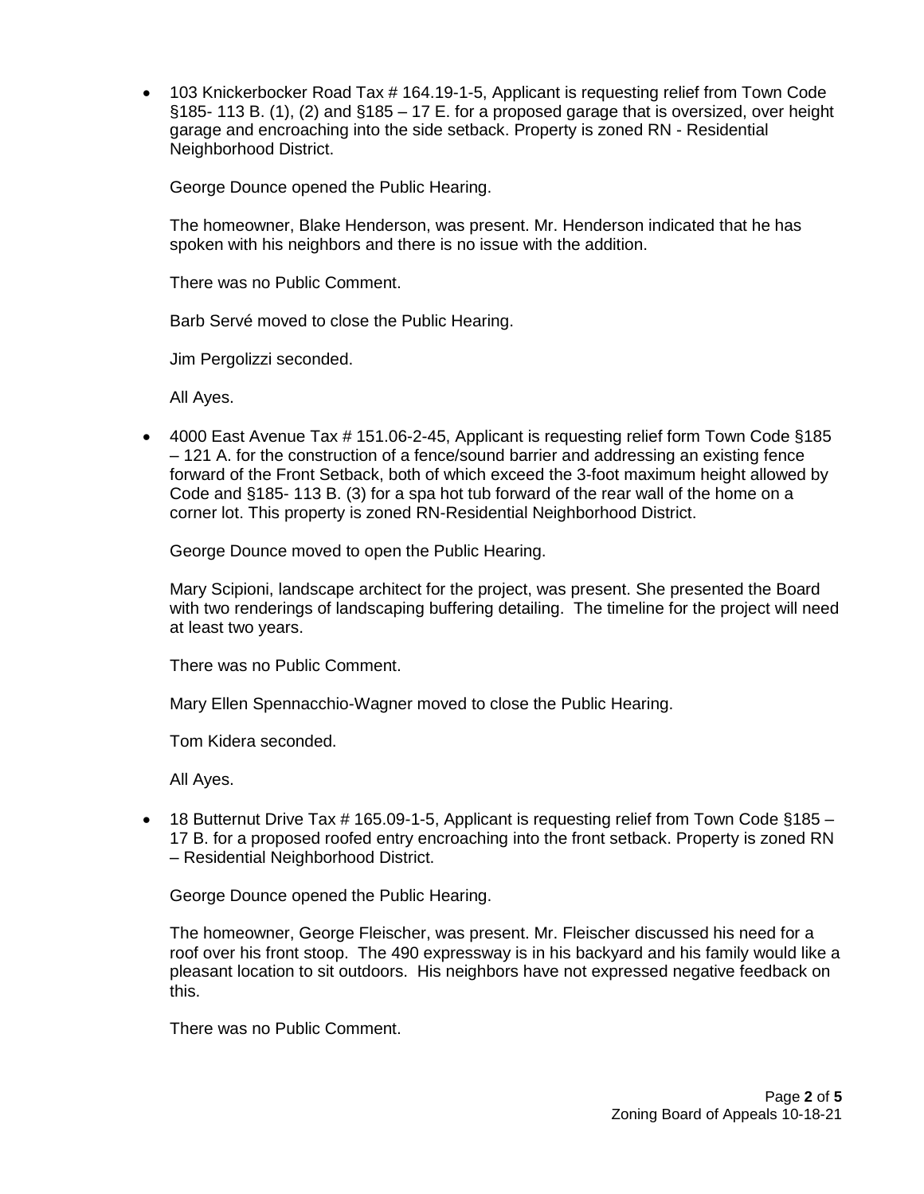- 103 Knickerbocker Road Tax # 164.19-1-5, Applicant is requesting relief from Town Code §185- 113 B. (1), (2) and §185 – 17 E. for a proposed garage that is oversized, over height garage and encroaching into the side setback. Property is zoned RN - Residential Neighborhood District.

  George Dounce opened the Public Hearing.

  The homeowner, Blake Henderson, was present. Mr. Henderson indicated that he has spoken with his neighbors and there is no issue with the addition.

  There was no Public Comment.

  Barb Servé moved to close the Public Hearing.

  Jim Pergolizzi seconded.

  All Ayes.

- 4000 East Avenue Tax # 151.06-2-45, Applicant is requesting relief form Town Code §185 – 121 A. for the construction of a fence/sound barrier and addressing an existing fence forward of the Front Setback, both of which exceed the 3-foot maximum height allowed by Code and §185- 113 B. (3) for a spa hot tub forward of the rear wall of the home on a corner lot. This property is zoned RN-Residential Neighborhood District.

  George Dounce moved to open the Public Hearing.

  Mary Scipioni, landscape architect for the project, was present. She presented the Board with two renderings of landscaping buffering detailing. The timeline for the project will need at least two years.

  There was no Public Comment.

  Mary Ellen Spennacchio-Wagner moved to close the Public Hearing.

  Tom Kidera seconded.

  All Ayes.

- 18 Butternut Drive Tax # 165.09-1-5, Applicant is requesting relief from Town Code §185 – 17 B. for a proposed roofed entry encroaching into the front setback. Property is zoned RN – Residential Neighborhood District.

  George Dounce opened the Public Hearing.

  The homeowner, George Fleischer, was present. Mr. Fleischer discussed his need for a roof over his front stoop. The 490 expressway is in his backyard and his family would like a pleasant location to sit outdoors. His neighbors have not expressed negative feedback on this.

  There was no Public Comment.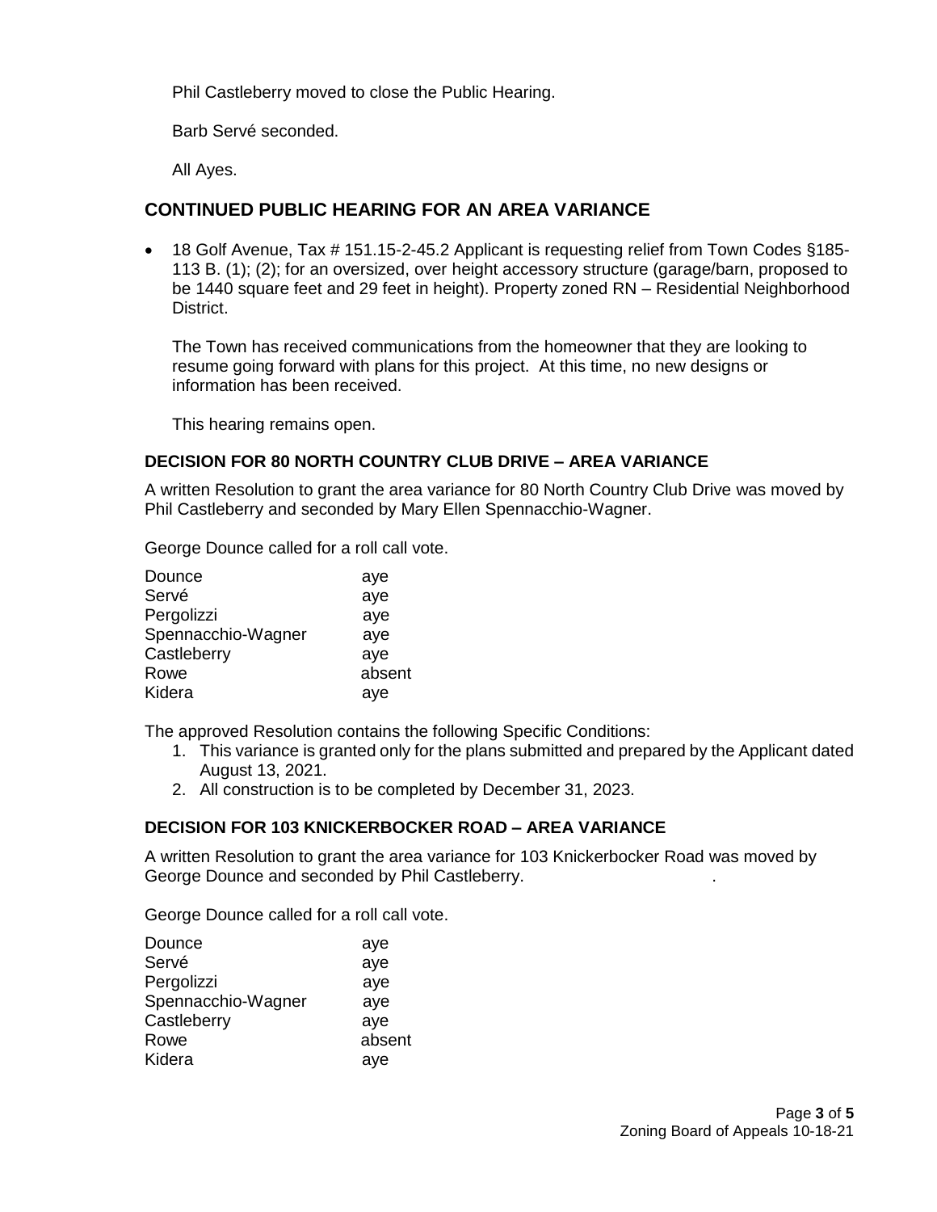Phil Castleberry moved to close the Public Hearing.

Barb Servé seconded.

All Ayes.

## CONTINUED PUBLIC HEARING FOR AN AREA VARIANCE

- 18 Golf Avenue, Tax # 151.15-2-45.2 Applicant is requesting relief from Town Codes §185-113 B. (1); (2); for an oversized, over height accessory structure (garage/barn, proposed to be 1440 square feet and 29 feet in height). Property zoned RN – Residential Neighborhood District.

  The Town has received communications from the homeowner that they are looking to resume going forward with plans for this project. At this time, no new designs or information has been received.

  This hearing remains open.

### DECISION FOR 80 NORTH COUNTRY CLUB DRIVE – AREA VARIANCE

A written Resolution to grant the area variance for 80 North Country Club Drive was moved by Phil Castleberry and seconded by Mary Ellen Spennacchio-Wagner.

George Dounce called for a roll call vote.

| | |
|---|---|
| Dounce | aye |
| Servé | aye |
| Pergolizzi | aye |
| Spennacchio-Wagner | aye |
| Castleberry | aye |
| Rowe | absent |
| Kidera | aye |

The approved Resolution contains the following Specific Conditions:

1. This variance is granted only for the plans submitted and prepared by the Applicant dated August 13, 2021.
2. All construction is to be completed by December 31, 2023.

### DECISION FOR 103 KNICKERBOCKER ROAD – AREA VARIANCE

A written Resolution to grant the area variance for 103 Knickerbocker Road was moved by George Dounce and seconded by Phil Castleberry.

George Dounce called for a roll call vote.

| | |
|---|---|
| Dounce | aye |
| Servé | aye |
| Pergolizzi | aye |
| Spennacchio-Wagner | aye |
| Castleberry | aye |
| Rowe | absent |
| Kidera | aye |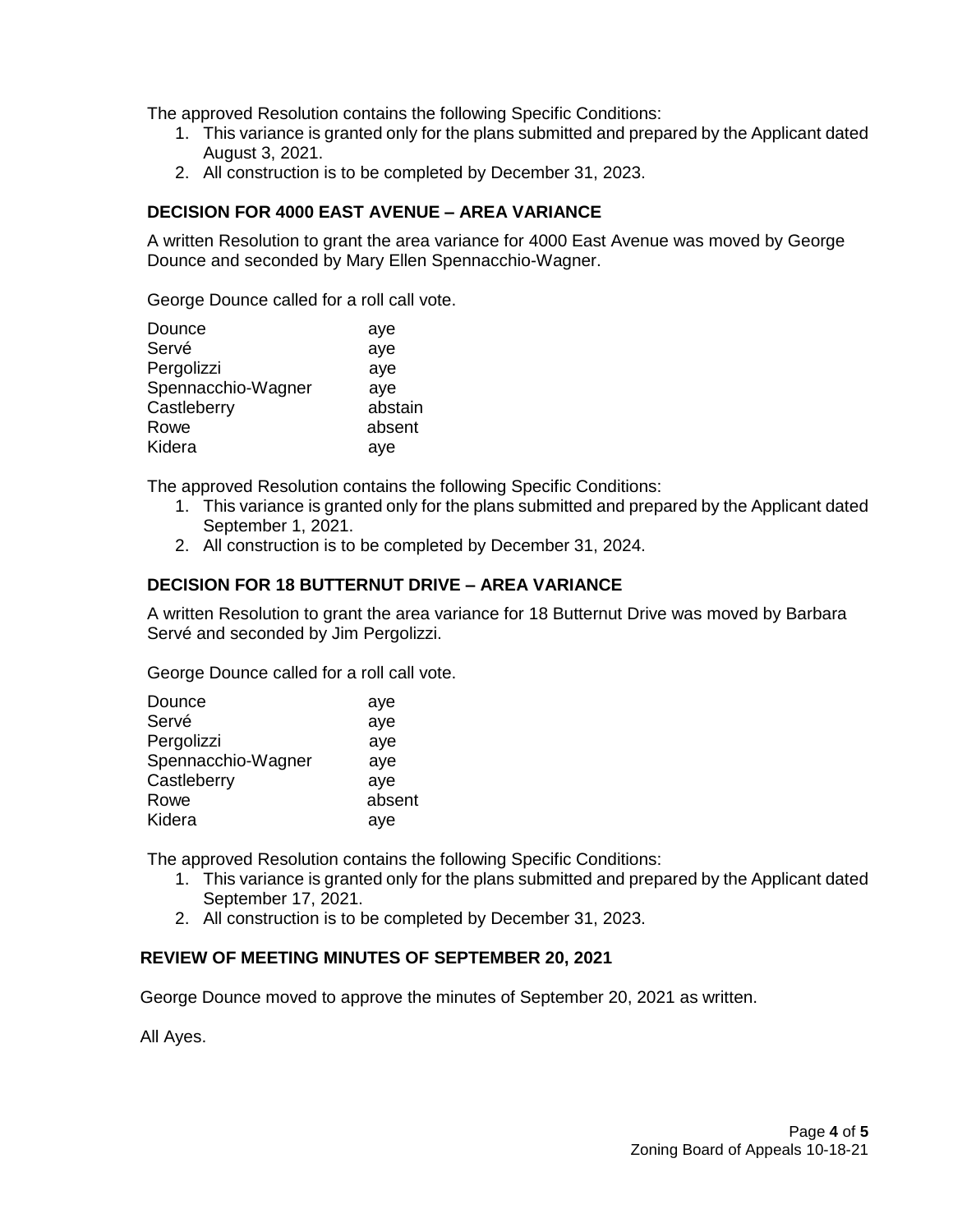The approved Resolution contains the following Specific Conditions:

1. This variance is granted only for the plans submitted and prepared by the Applicant dated August 3, 2021.
2. All construction is to be completed by December 31, 2023.

### DECISION FOR 4000 EAST AVENUE – AREA VARIANCE

A written Resolution to grant the area variance for 4000 East Avenue was moved by George Dounce and seconded by Mary Ellen Spennacchio-Wagner.

George Dounce called for a roll call vote.

| | |
|---|---|
| Dounce | aye |
| Servé | aye |
| Pergolizzi | aye |
| Spennacchio-Wagner | aye |
| Castleberry | abstain |
| Rowe | absent |
| Kidera | aye |

The approved Resolution contains the following Specific Conditions:

1. This variance is granted only for the plans submitted and prepared by the Applicant dated September 1, 2021.
2. All construction is to be completed by December 31, 2024.

### DECISION FOR 18 BUTTERNUT DRIVE – AREA VARIANCE

A written Resolution to grant the area variance for 18 Butternut Drive was moved by Barbara Servé and seconded by Jim Pergolizzi.

George Dounce called for a roll call vote.

| | |
|---|---|
| Dounce | aye |
| Servé | aye |
| Pergolizzi | aye |
| Spennacchio-Wagner | aye |
| Castleberry | aye |
| Rowe | absent |
| Kidera | aye |

The approved Resolution contains the following Specific Conditions:

1. This variance is granted only for the plans submitted and prepared by the Applicant dated September 17, 2021.
2. All construction is to be completed by December 31, 2023.

### REVIEW OF MEETING MINUTES OF SEPTEMBER 20, 2021

George Dounce moved to approve the minutes of September 20, 2021 as written.

All Ayes.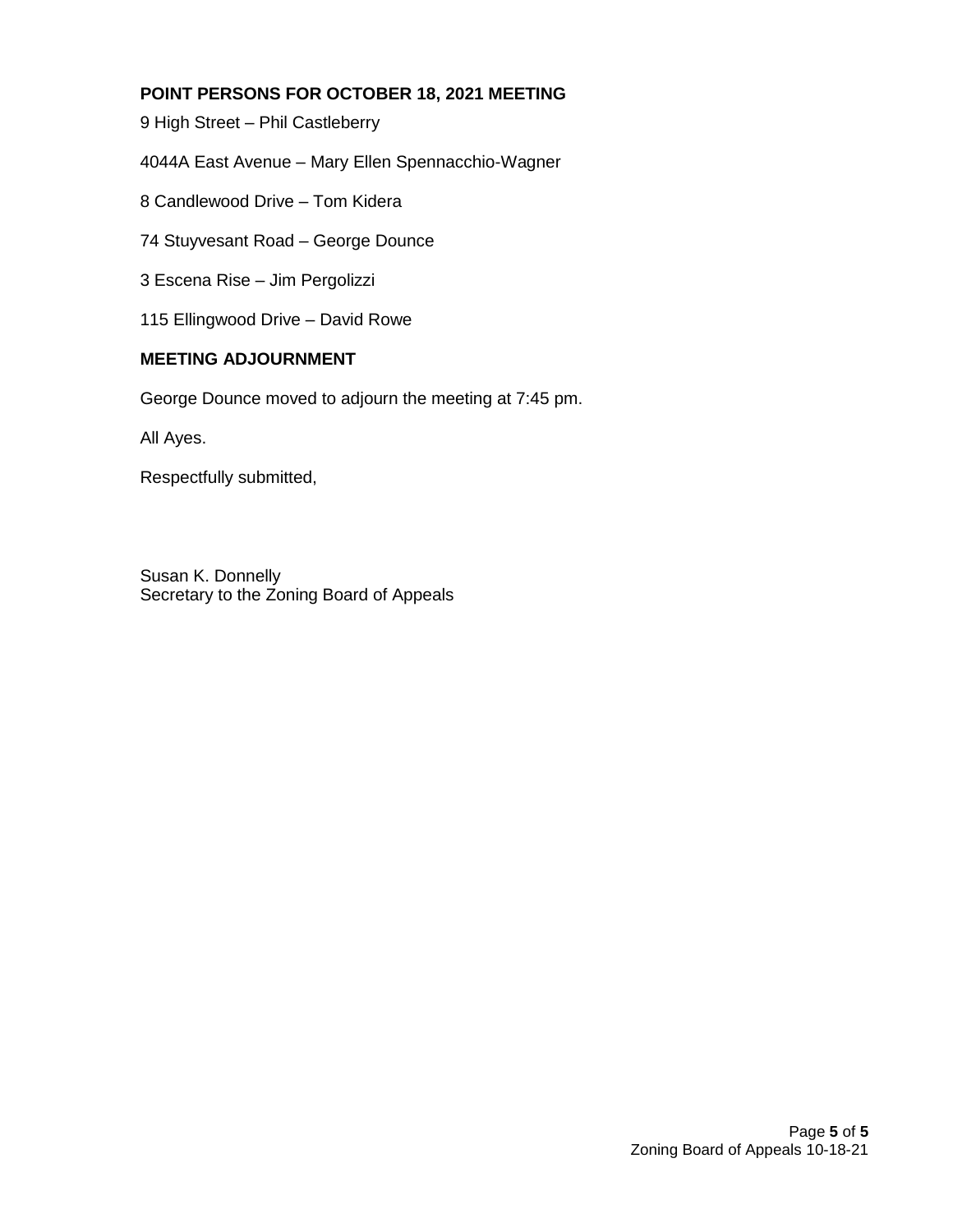## POINT PERSONS FOR OCTOBER 18, 2021 MEETING

9 High Street – Phil Castleberry

4044A East Avenue – Mary Ellen Spennacchio-Wagner

8 Candlewood Drive – Tom Kidera

74 Stuyvesant Road – George Dounce

3 Escena Rise – Jim Pergolizzi

115 Ellingwood Drive – David Rowe

## MEETING ADJOURNMENT

George Dounce moved to adjourn the meeting at 7:45 pm.

All Ayes.

Respectfully submitted,

Susan K. Donnelly
Secretary to the Zoning Board of Appeals